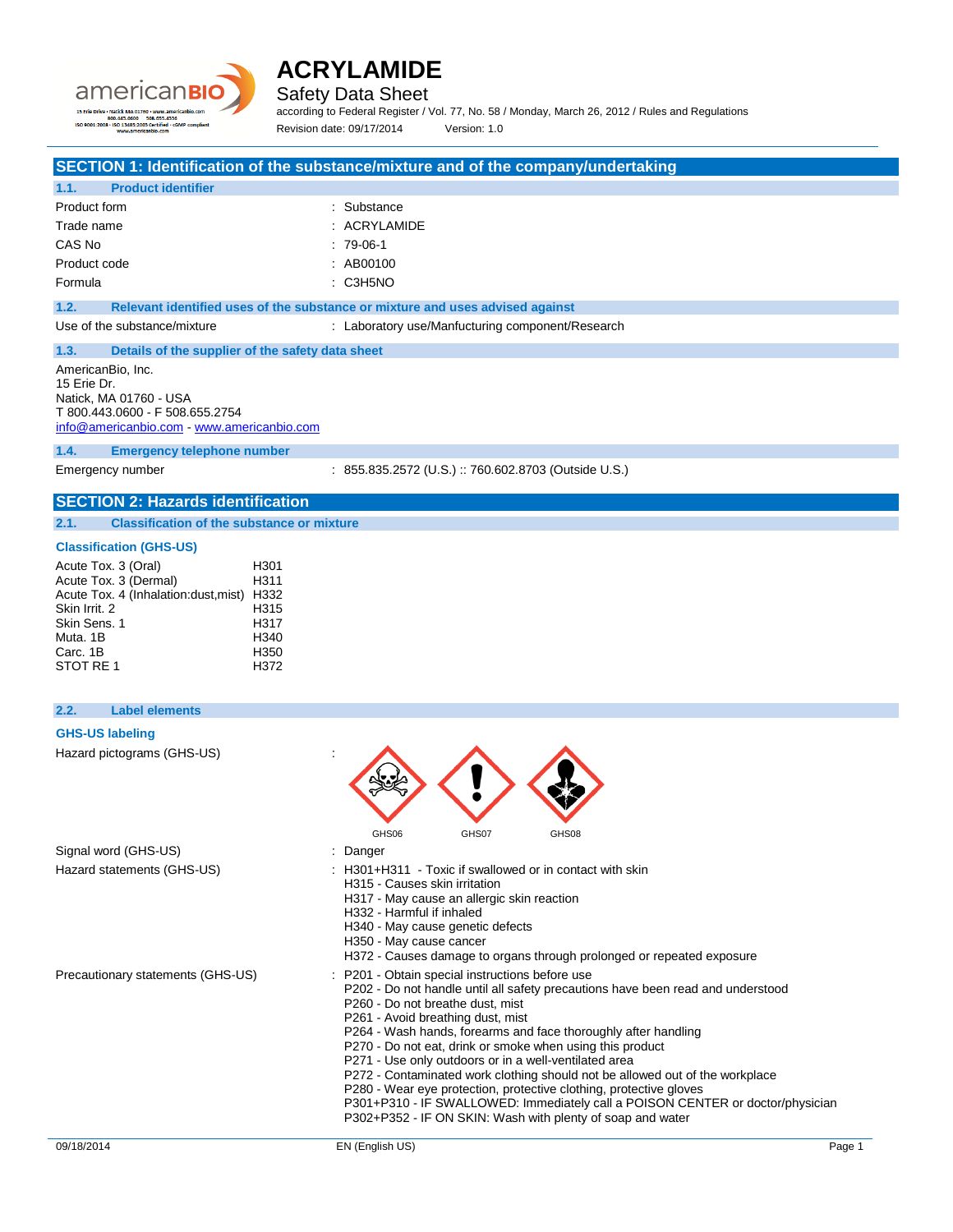# ACRYLAMIDE

## Safety Data Sheet

according to Federal Register / Vol. 77, No. 58 / Monday, March 26, 2012 / Rules and Regulations

Revision date: 09/17/2014 Version: 1.0

## SECTION 1: Identification of the substance/mixture and of the company/undertaking

### 1.1. Product identifier

| | |
|---|---|
| Product form | : Substance |
| Trade name | : ACRYLAMIDE |
| CAS No | : 79-06-1 |
| Product code | : AB00100 |
| Formula | : C3H5NO |

### 1.2. Relevant identified uses of the substance or mixture and uses advised against

| | |
|---|---|
| Use of the substance/mixture | : Laboratory use/Manfucturing component/Research |

### 1.3. Details of the supplier of the safety data sheet

AmericanBio, Inc.
15 Erie Dr.
Natick, MA 01760 - USA
T 800.443.0600 - F 508.655.2754
info@americanbio.com - www.americanbio.com

### 1.4. Emergency telephone number

| | |
|---|---|
| Emergency number | : 855.835.2572 (U.S.) :: 760.602.8703 (Outside U.S.) |

## SECTION 2: Hazards identification

### 2.1. Classification of the substance or mixture

**Classification (GHS-US)**

| | |
|---|---|
| Acute Tox. 3 (Oral) | H301 |
| Acute Tox. 3 (Dermal) | H311 |
| Acute Tox. 4 (Inhalation:dust,mist) | H332 |
| Skin Irrit. 2 | H315 |
| Skin Sens. 1 | H317 |
| Muta. 1B | H340 |
| Carc. 1B | H350 |
| STOT RE 1 | H372 |

### 2.2. Label elements

**GHS-US labeling**

Hazard pictograms (GHS-US) : GHS06 GHS07 GHS08

Signal word (GHS-US) : Danger

Hazard statements (GHS-US) :
- H301+H311 - Toxic if swallowed or in contact with skin
- H315 - Causes skin irritation
- H317 - May cause an allergic skin reaction
- H332 - Harmful if inhaled
- H340 - May cause genetic defects
- H350 - May cause cancer
- H372 - Causes damage to organs through prolonged or repeated exposure

Precautionary statements (GHS-US) :
- P201 - Obtain special instructions before use
- P202 - Do not handle until all safety precautions have been read and understood
- P260 - Do not breathe dust, mist
- P261 - Avoid breathing dust, mist
- P264 - Wash hands, forearms and face thoroughly after handling
- P270 - Do not eat, drink or smoke when using this product
- P271 - Use only outdoors or in a well-ventilated area
- P272 - Contaminated work clothing should not be allowed out of the workplace
- P280 - Wear eye protection, protective clothing, protective gloves
- P301+P310 - IF SWALLOWED: Immediately call a POISON CENTER or doctor/physician
- P302+P352 - IF ON SKIN: Wash with plenty of soap and water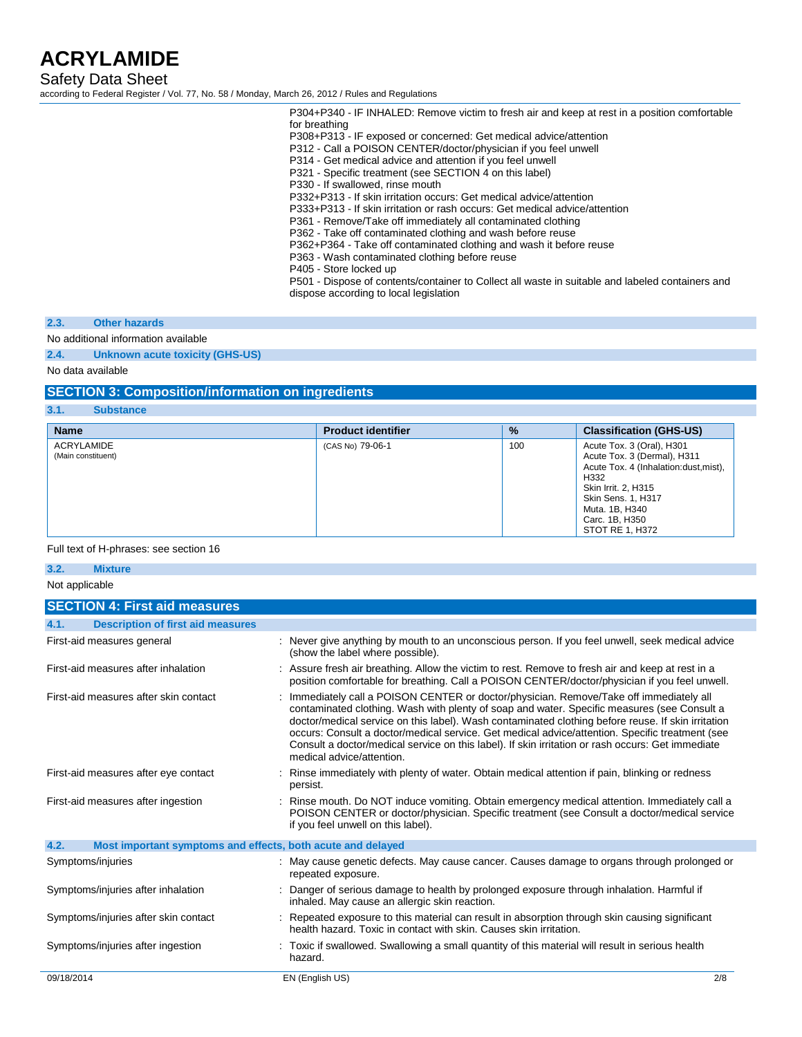P304+P340 - IF INHALED: Remove victim to fresh air and keep at rest in a position comfortable for breathing
P308+P313 - IF exposed or concerned: Get medical advice/attention
P312 - Call a POISON CENTER/doctor/physician if you feel unwell
P314 - Get medical advice and attention if you feel unwell
P321 - Specific treatment (see SECTION 4 on this label)
P330 - If swallowed, rinse mouth
P332+P313 - If skin irritation occurs: Get medical advice/attention
P333+P313 - If skin irritation or rash occurs: Get medical advice/attention
P361 - Remove/Take off immediately all contaminated clothing
P362 - Take off contaminated clothing and wash before reuse
P362+P364 - Take off contaminated clothing and wash it before reuse
P363 - Wash contaminated clothing before reuse
P405 - Store locked up
P501 - Dispose of contents/container to Collect all waste in suitable and labeled containers and dispose according to local legislation

### 2.3. Other hazards

No additional information available

### 2.4. Unknown acute toxicity (GHS-US)

No data available

## SECTION 3: Composition/information on ingredients

### 3.1. Substance

| Name | Product identifier | % | Classification (GHS-US) |
|---|---|---|---|
| ACRYLAMIDE (Main constituent) | (CAS No) 79-06-1 | 100 | Acute Tox. 3 (Oral), H301<br>Acute Tox. 3 (Dermal), H311<br>Acute Tox. 4 (Inhalation:dust,mist), H332<br>Skin Irrit. 2, H315<br>Skin Sens. 1, H317<br>Muta. 1B, H340<br>Carc. 1B, H350<br>STOT RE 1, H372 |

Full text of H-phrases: see section 16

### 3.2. Mixture

Not applicable

## SECTION 4: First aid measures

### 4.1. Description of first aid measures

First-aid measures general : Never give anything by mouth to an unconscious person. If you feel unwell, seek medical advice (show the label where possible).

First-aid measures after inhalation : Assure fresh air breathing. Allow the victim to rest. Remove to fresh air and keep at rest in a position comfortable for breathing. Call a POISON CENTER/doctor/physician if you feel unwell.

First-aid measures after skin contact : Immediately call a POISON CENTER or doctor/physician. Remove/Take off immediately all contaminated clothing. Wash with plenty of soap and water. Specific measures (see Consult a doctor/medical service on this label). Wash contaminated clothing before reuse. If skin irritation occurs: Consult a doctor/medical service. Get medical advice/attention. Specific treatment (see Consult a doctor/medical service on this label). If skin irritation or rash occurs: Get immediate medical advice/attention.

First-aid measures after eye contact : Rinse immediately with plenty of water. Obtain medical attention if pain, blinking or redness persist.

First-aid measures after ingestion : Rinse mouth. Do NOT induce vomiting. Obtain emergency medical attention. Immediately call a POISON CENTER or doctor/physician. Specific treatment (see Consult a doctor/medical service if you feel unwell on this label).

### 4.2. Most important symptoms and effects, both acute and delayed

Symptoms/injuries : May cause genetic defects. May cause cancer. Causes damage to organs through prolonged or repeated exposure.

Symptoms/injuries after inhalation : Danger of serious damage to health by prolonged exposure through inhalation. Harmful if inhaled. May cause an allergic skin reaction.

Symptoms/injuries after skin contact : Repeated exposure to this material can result in absorption through skin causing significant health hazard. Toxic in contact with skin. Causes skin irritation.

Symptoms/injuries after ingestion : Toxic if swallowed. Swallowing a small quantity of this material will result in serious health hazard.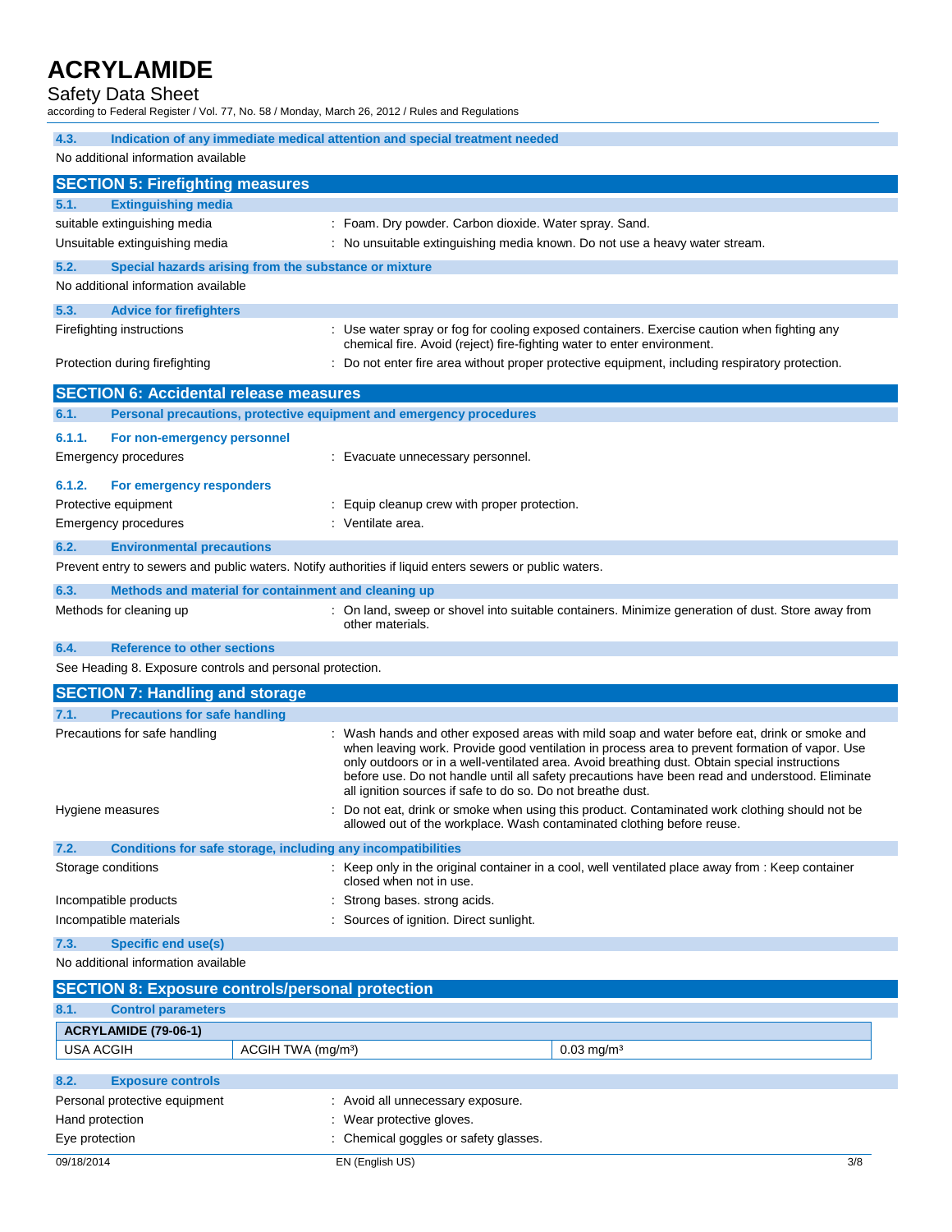### 4.3. Indication of any immediate medical attention and special treatment needed

No additional information available

## SECTION 5: Firefighting measures

### 5.1. Extinguishing media

suitable extinguishing media : Foam. Dry powder. Carbon dioxide. Water spray. Sand.

Unsuitable extinguishing media : No unsuitable extinguishing media known. Do not use a heavy water stream.

### 5.2. Special hazards arising from the substance or mixture

No additional information available

### 5.3. Advice for firefighters

Firefighting instructions : Use water spray or fog for cooling exposed containers. Exercise caution when fighting any chemical fire. Avoid (reject) fire-fighting water to enter environment.

Protection during firefighting : Do not enter fire area without proper protective equipment, including respiratory protection.

## SECTION 6: Accidental release measures

### 6.1. Personal precautions, protective equipment and emergency procedures

#### 6.1.1. For non-emergency personnel

Emergency procedures : Evacuate unnecessary personnel.

#### 6.1.2. For emergency responders

Protective equipment : Equip cleanup crew with proper protection.

Emergency procedures : Ventilate area.

### 6.2. Environmental precautions

Prevent entry to sewers and public waters. Notify authorities if liquid enters sewers or public waters.

### 6.3. Methods and material for containment and cleaning up

Methods for cleaning up : On land, sweep or shovel into suitable containers. Minimize generation of dust. Store away from other materials.

### 6.4. Reference to other sections

See Heading 8. Exposure controls and personal protection.

## SECTION 7: Handling and storage

### 7.1. Precautions for safe handling

Precautions for safe handling : Wash hands and other exposed areas with mild soap and water before eat, drink or smoke and when leaving work. Provide good ventilation in process area to prevent formation of vapor. Use only outdoors or in a well-ventilated area. Avoid breathing dust. Obtain special instructions before use. Do not handle until all safety precautions have been read and understood. Eliminate all ignition sources if safe to do so. Do not breathe dust.

Hygiene measures : Do not eat, drink or smoke when using this product. Contaminated work clothing should not be allowed out of the workplace. Wash contaminated clothing before reuse.

### 7.2. Conditions for safe storage, including any incompatibilities

Storage conditions : Keep only in the original container in a cool, well ventilated place away from : Keep container closed when not in use.

Incompatible products : Strong bases. strong acids.

Incompatible materials : Sources of ignition. Direct sunlight.

### 7.3. Specific end use(s)

No additional information available

## SECTION 8: Exposure controls/personal protection

### 8.1. Control parameters

| ACRYLAMIDE (79-06-1) | | |
|---|---|---|
| USA ACGIH | ACGIH TWA (mg/m³) | 0.03 mg/m³ |

### 8.2. Exposure controls

Personal protective equipment : Avoid all unnecessary exposure.

Hand protection : Wear protective gloves.

Eye protection : Chemical goggles or safety glasses.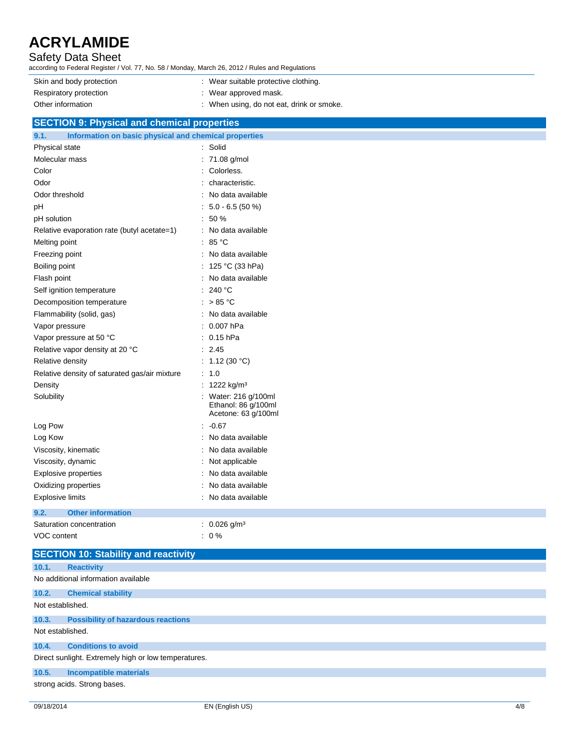| | |
|---|---|
| Skin and body protection | : Wear suitable protective clothing. |
| Respiratory protection | : Wear approved mask. |
| Other information | : When using, do not eat, drink or smoke. |

## SECTION 9: Physical and chemical properties

### 9.1. Information on basic physical and chemical properties

| | |
|---|---|
| Physical state | : Solid |
| Molecular mass | : 71.08 g/mol |
| Color | : Colorless. |
| Odor | : characteristic. |
| Odor threshold | : No data available |
| pH | : 5.0 - 6.5 (50 %) |
| pH solution | : 50 % |
| Relative evaporation rate (butyl acetate=1) | : No data available |
| Melting point | : 85 °C |
| Freezing point | : No data available |
| Boiling point | : 125 °C (33 hPa) |
| Flash point | : No data available |
| Self ignition temperature | : 240 °C |
| Decomposition temperature | : > 85 °C |
| Flammability (solid, gas) | : No data available |
| Vapor pressure | : 0.007 hPa |
| Vapor pressure at 50 °C | : 0.15 hPa |
| Relative vapor density at 20 °C | : 2.45 |
| Relative density | : 1.12 (30 °C) |
| Relative density of saturated gas/air mixture | : 1.0 |
| Density | : 1222 kg/m³ |
| Solubility | : Water: 216 g/100ml<br>Ethanol: 86 g/100ml<br>Acetone: 63 g/100ml |
| Log Pow | : -0.67 |
| Log Kow | : No data available |
| Viscosity, kinematic | : No data available |
| Viscosity, dynamic | : Not applicable |
| Explosive properties | : No data available |
| Oxidizing properties | : No data available |
| Explosive limits | : No data available |

### 9.2. Other information

| | |
|---|---|
| Saturation concentration | : 0.026 g/m³ |
| VOC content | : 0 % |

## SECTION 10: Stability and reactivity

### 10.1. Reactivity

No additional information available

### 10.2. Chemical stability

Not established.

### 10.3. Possibility of hazardous reactions

Not established.

### 10.4. Conditions to avoid

Direct sunlight. Extremely high or low temperatures.

### 10.5. Incompatible materials

strong acids. Strong bases.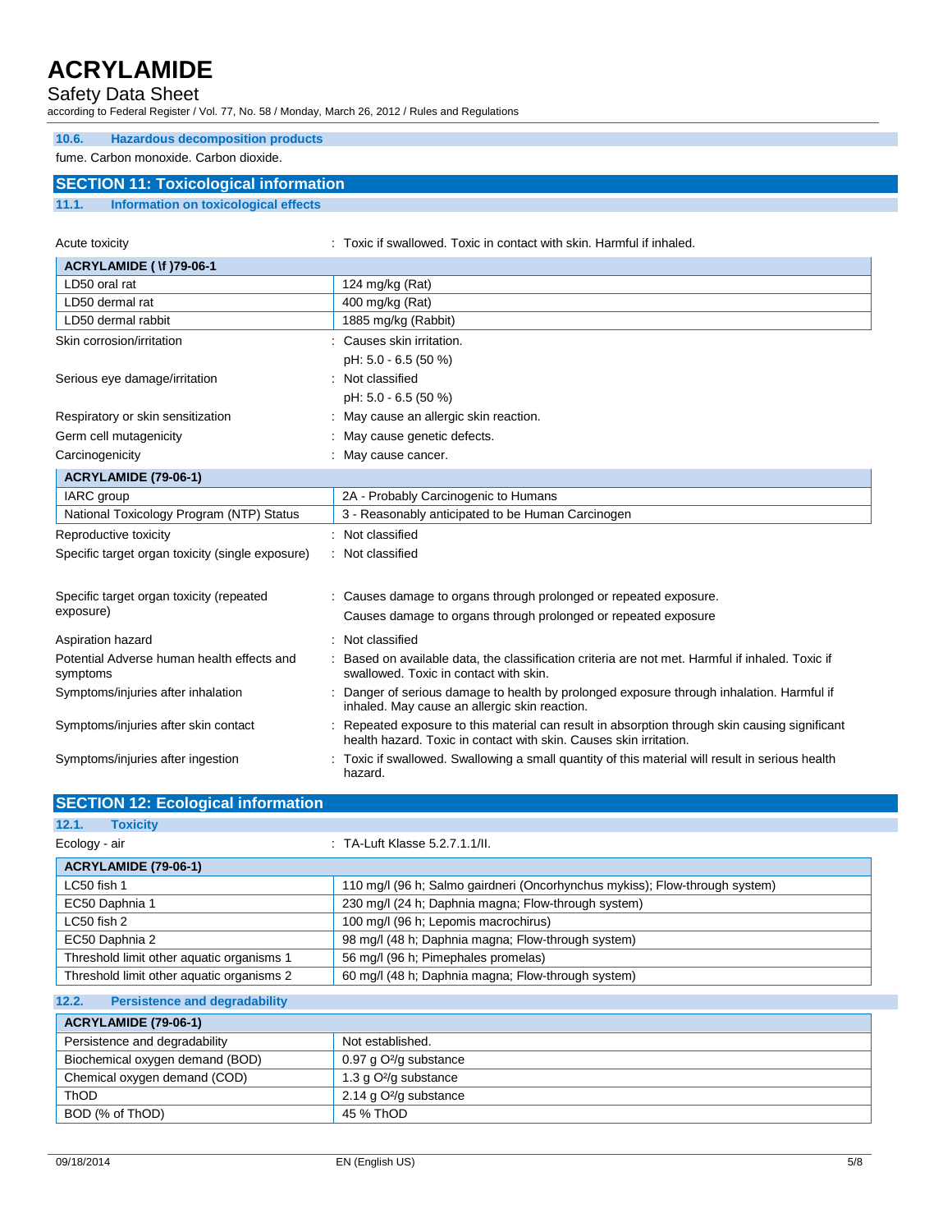### 10.6. Hazardous decomposition products

fume. Carbon monoxide. Carbon dioxide.

## SECTION 11: Toxicological information

### 11.1. Information on toxicological effects

Acute toxicity : Toxic if swallowed. Toxic in contact with skin. Harmful if inhaled.

| ACRYLAMIDE ( \f )79-06-1 | |
|---|---|
| LD50 oral rat | 124 mg/kg (Rat) |
| LD50 dermal rat | 400 mg/kg (Rat) |
| LD50 dermal rabbit | 1885 mg/kg (Rabbit) |

Skin corrosion/irritation : Causes skin irritation.

pH: 5.0 - 6.5 (50 %)

Serious eye damage/irritation : Not classified

pH: 5.0 - 6.5 (50 %)

Respiratory or skin sensitization : May cause an allergic skin reaction.

Germ cell mutagenicity : May cause genetic defects.

Carcinogenicity : May cause cancer.

| ACRYLAMIDE (79-06-1) | |
|---|---|
| IARC group | 2A - Probably Carcinogenic to Humans |
| National Toxicology Program (NTP) Status | 3 - Reasonably anticipated to be Human Carcinogen |

Reproductive toxicity : Not classified

Specific target organ toxicity (single exposure) : Not classified

Specific target organ toxicity (repeated exposure) : Causes damage to organs through prolonged or repeated exposure.

Causes damage to organs through prolonged or repeated exposure

Aspiration hazard : Not classified

Potential Adverse human health effects and symptoms : Based on available data, the classification criteria are not met. Harmful if inhaled. Toxic if swallowed. Toxic in contact with skin.

Symptoms/injuries after inhalation : Danger of serious damage to health by prolonged exposure through inhalation. Harmful if inhaled. May cause an allergic skin reaction.

Symptoms/injuries after skin contact : Repeated exposure to this material can result in absorption through skin causing significant health hazard. Toxic in contact with skin. Causes skin irritation.

Symptoms/injuries after ingestion : Toxic if swallowed. Swallowing a small quantity of this material will result in serious health hazard.

## SECTION 12: Ecological information

### 12.1. Toxicity

Ecology - air : TA-Luft Klasse 5.2.7.1.1/II.

| ACRYLAMIDE (79-06-1) | |
|---|---|
| LC50 fish 1 | 110 mg/l (96 h; Salmo gairdneri (Oncorhynchus mykiss); Flow-through system) |
| EC50 Daphnia 1 | 230 mg/l (24 h; Daphnia magna; Flow-through system) |
| LC50 fish 2 | 100 mg/l (96 h; Lepomis macrochirus) |
| EC50 Daphnia 2 | 98 mg/l (48 h; Daphnia magna; Flow-through system) |
| Threshold limit other aquatic organisms 1 | 56 mg/l (96 h; Pimephales promelas) |
| Threshold limit other aquatic organisms 2 | 60 mg/l (48 h; Daphnia magna; Flow-through system) |

### 12.2. Persistence and degradability

| ACRYLAMIDE (79-06-1) | |
|---|---|
| Persistence and degradability | Not established. |
| Biochemical oxygen demand (BOD) | 0.97 g $O^2$/g substance |
| Chemical oxygen demand (COD) | 1.3 g $O^2$/g substance |
| ThOD | 2.14 g $O^2$/g substance |
| BOD (% of ThOD) | 45 % ThOD |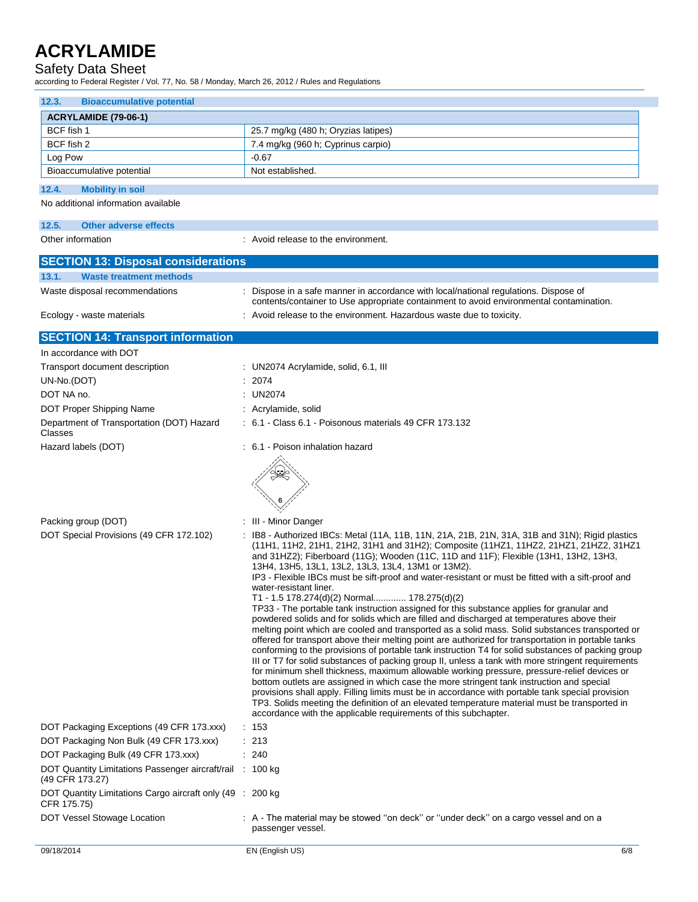### 12.3. Bioaccumulative potential

| ACRYLAMIDE (79-06-1) | |
|---|---|
| BCF fish 1 | 25.7 mg/kg (480 h; Oryzias latipes) |
| BCF fish 2 | 7.4 mg/kg (960 h; Cyprinus carpio) |
| Log Pow | -0.67 |
| Bioaccumulative potential | Not established. |

### 12.4. Mobility in soil

No additional information available

### 12.5. Other adverse effects

Other information : Avoid release to the environment.

## SECTION 13: Disposal considerations

### 13.1. Waste treatment methods

Waste disposal recommendations : Dispose in a safe manner in accordance with local/national regulations. Dispose of contents/container to Use appropriate containment to avoid environmental contamination.

Ecology - waste materials : Avoid release to the environment. Hazardous waste due to toxicity.

## SECTION 14: Transport information

In accordance with DOT

Transport document description : UN2074 Acrylamide, solid, 6.1, III

UN-No.(DOT) : 2074

DOT NA no. : UN2074

DOT Proper Shipping Name : Acrylamide, solid

Department of Transportation (DOT) Hazard Classes : 6.1 - Class 6.1 - Poisonous materials 49 CFR 173.132

Hazard labels (DOT) : 6.1 - Poison inhalation hazard

Packing group (DOT) : III - Minor Danger

DOT Special Provisions (49 CFR 172.102) : IB8 - Authorized IBCs: Metal (11A, 11B, 11N, 21A, 21B, 21N, 31A, 31B and 31N); Rigid plastics (11H1, 11H2, 21H1, 21H2, 31H1 and 31H2); Composite (11HZ1, 11HZ2, 21HZ1, 21HZ2, 31HZ1 and 31HZ2); Fiberboard (11G); Wooden (11C, 11D and 11F); Flexible (13H1, 13H2, 13H3, 13H4, 13H5, 13L1, 13L2, 13L3, 13L4, 13M1 or 13M2).
IP3 - Flexible IBCs must be sift-proof and water-resistant or must be fitted with a sift-proof and water-resistant liner.
T1 - 1.5 178.274(d)(2) Normal............ 178.275(d)(2)
TP33 - The portable tank instruction assigned for this substance applies for granular and powdered solids and for solids which are filled and discharged at temperatures above their melting point which are cooled and transported as a solid mass. Solid substances transported or offered for transport above their melting point are authorized for transportation in portable tanks conforming to the provisions of portable tank instruction T4 for solid substances of packing group III or T7 for solid substances of packing group II, unless a tank with more stringent requirements for minimum shell thickness, maximum allowable working pressure, pressure-relief devices or bottom outlets are assigned in which case the more stringent tank instruction and special provisions shall apply. Filling limits must be in accordance with portable tank special provision TP3. Solids meeting the definition of an elevated temperature material must be transported in accordance with the applicable requirements of this subchapter.

DOT Packaging Exceptions (49 CFR 173.xxx) : 153

DOT Packaging Non Bulk (49 CFR 173.xxx) : 213

DOT Packaging Bulk (49 CFR 173.xxx) : 240

DOT Quantity Limitations Passenger aircraft/rail (49 CFR 173.27) : 100 kg

DOT Quantity Limitations Cargo aircraft only (49 CFR 175.75) : 200 kg

DOT Vessel Stowage Location : A - The material may be stowed "on deck" or "under deck" on a cargo vessel and on a passenger vessel.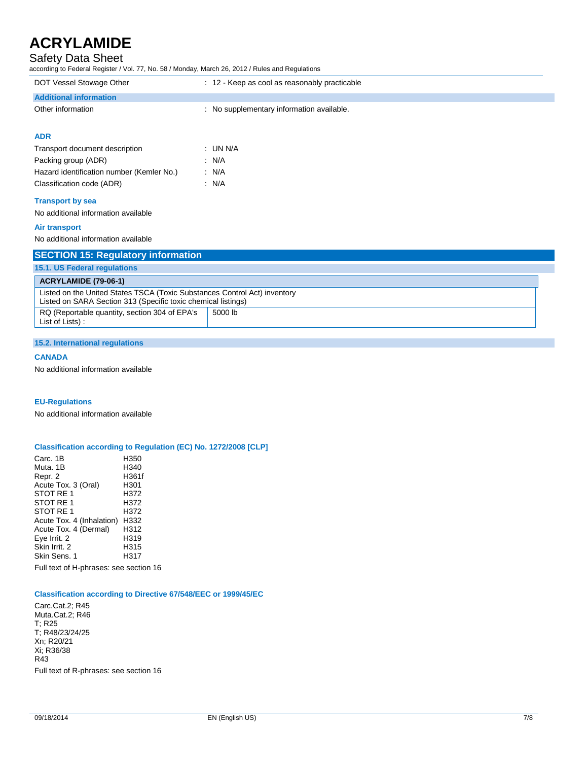DOT Vessel Stowage Other : 12 - Keep as cool as reasonably practicable

**Additional information**

Other information : No supplementary information available.

**ADR**

Transport document description : UN N/A

Packing group (ADR) : N/A

Hazard identification number (Kemler No.) : N/A

Classification code (ADR) : N/A

**Transport by sea**

No additional information available

**Air transport**

No additional information available

## SECTION 15: Regulatory information

### 15.1. US Federal regulations

| ACRYLAMIDE (79-06-1) | |
|---|---|
| Listed on the United States TSCA (Toxic Substances Control Act) inventory<br>Listed on SARA Section 313 (Specific toxic chemical listings) | |
| RQ (Reportable quantity, section 304 of EPA's List of Lists) : | 5000 lb |

### 15.2. International regulations

**CANADA**

No additional information available

**EU-Regulations**

No additional information available

**Classification according to Regulation (EC) No. 1272/2008 [CLP]**

| | |
|---|---|
| Carc. 1B | H350 |
| Muta. 1B | H340 |
| Repr. 2 | H361f |
| Acute Tox. 3 (Oral) | H301 |
| STOT RE 1 | H372 |
| STOT RE 1 | H372 |
| STOT RE 1 | H372 |
| Acute Tox. 4 (Inhalation) | H332 |
| Acute Tox. 4 (Dermal) | H312 |
| Eye Irrit. 2 | H319 |
| Skin Irrit. 2 | H315 |
| Skin Sens. 1 | H317 |

Full text of H-phrases: see section 16

**Classification according to Directive 67/548/EEC or 1999/45/EC**

Carc.Cat.2; R45
Muta.Cat.2; R46
T; R25
T; R48/23/24/25
Xn; R20/21
Xi; R36/38
R43

Full text of R-phrases: see section 16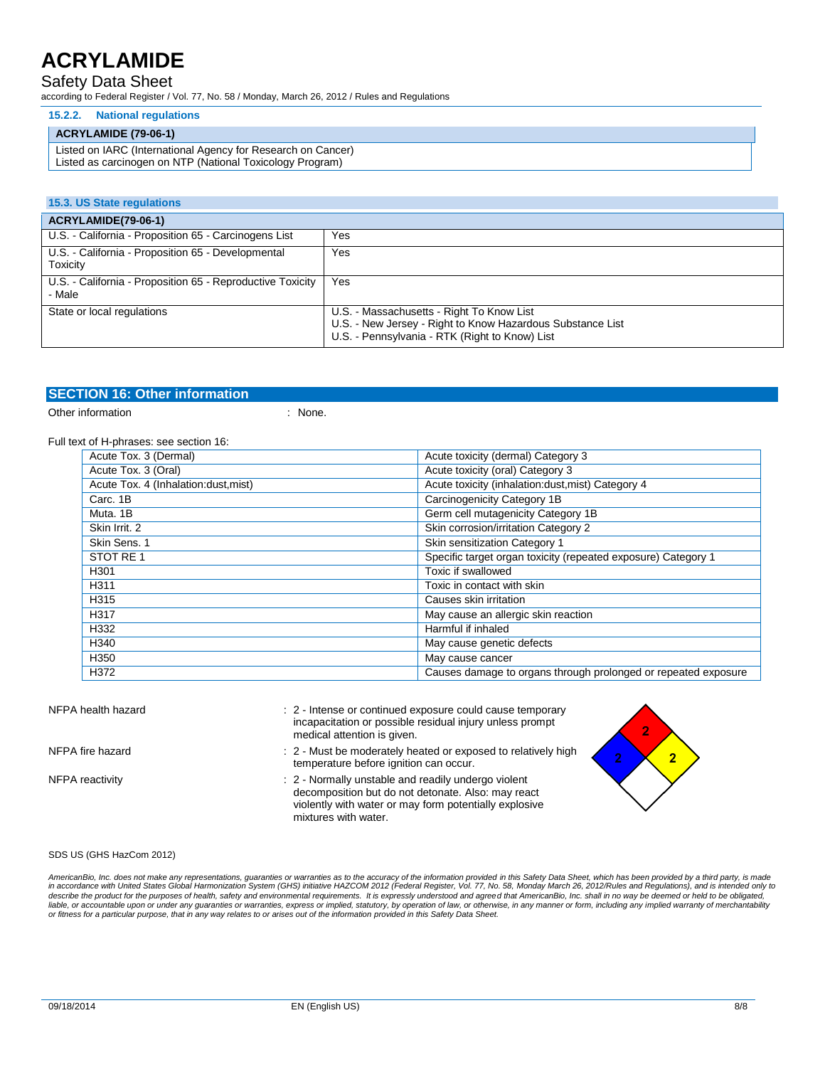#### 15.2.2. National regulations

| ACRYLAMIDE (79-06-1) |
| --- |
| Listed on IARC (International Agency for Research on Cancer)<br>Listed as carcinogen on NTP (National Toxicology Program) |

### 15.3. US State regulations

| ACRYLAMIDE(79-06-1) | |
| --- | --- |
| U.S. - California - Proposition 65 - Carcinogens List | Yes |
| U.S. - California - Proposition 65 - Developmental Toxicity | Yes |
| U.S. - California - Proposition 65 - Reproductive Toxicity - Male | Yes |
| State or local regulations | U.S. - Massachusetts - Right To Know List<br>U.S. - New Jersey - Right to Know Hazardous Substance List<br>U.S. - Pennsylvania - RTK (Right to Know) List |

## SECTION 16: Other information

Other information : None.

Full text of H-phrases: see section 16:

| | |
| --- | --- |
| Acute Tox. 3 (Dermal) | Acute toxicity (dermal) Category 3 |
| Acute Tox. 3 (Oral) | Acute toxicity (oral) Category 3 |
| Acute Tox. 4 (Inhalation:dust,mist) | Acute toxicity (inhalation:dust,mist) Category 4 |
| Carc. 1B | Carcinogenicity Category 1B |
| Muta. 1B | Germ cell mutagenicity Category 1B |
| Skin Irrit. 2 | Skin corrosion/irritation Category 2 |
| Skin Sens. 1 | Skin sensitization Category 1 |
| STOT RE 1 | Specific target organ toxicity (repeated exposure) Category 1 |
| H301 | Toxic if swallowed |
| H311 | Toxic in contact with skin |
| H315 | Causes skin irritation |
| H317 | May cause an allergic skin reaction |
| H332 | Harmful if inhaled |
| H340 | May cause genetic defects |
| H350 | May cause cancer |
| H372 | Causes damage to organs through prolonged or repeated exposure |

NFPA health hazard : 2 - Intense or continued exposure could cause temporary incapacitation or possible residual injury unless prompt medical attention is given.

NFPA fire hazard : 2 - Must be moderately heated or exposed to relatively high temperature before ignition can occur.

NFPA reactivity : 2 - Normally unstable and readily undergo violent decomposition but do not detonate. Also: may react violently with water or may form potentially explosive mixtures with water.

2
2
2

SDS US (GHS HazCom 2012)

*AmericanBio, Inc. does not make any representations, guaranties or warranties as to the accuracy of the information provided in this Safety Data Sheet, which has been provided by a third party, is made in accordance with United States Global Harmonization System (GHS) initiative HAZCOM 2012 (Federal Register, Vol. 77, No. 58, Monday March 26, 2012/Rules and Regulations), and is intended only to describe the product for the purposes of health, safety and environmental requirements. It is expressly understood and agreed that AmericanBio, Inc. shall in no way be deemed or held to be obligated, liable, or accountable upon or under any guaranties or warranties, express or implied, statutory, by operation of law, or otherwise, in any manner or form, including any implied warranty of merchantability or fitness for a particular purpose, that in any way relates to or arises out of the information provided in this Safety Data Sheet.*